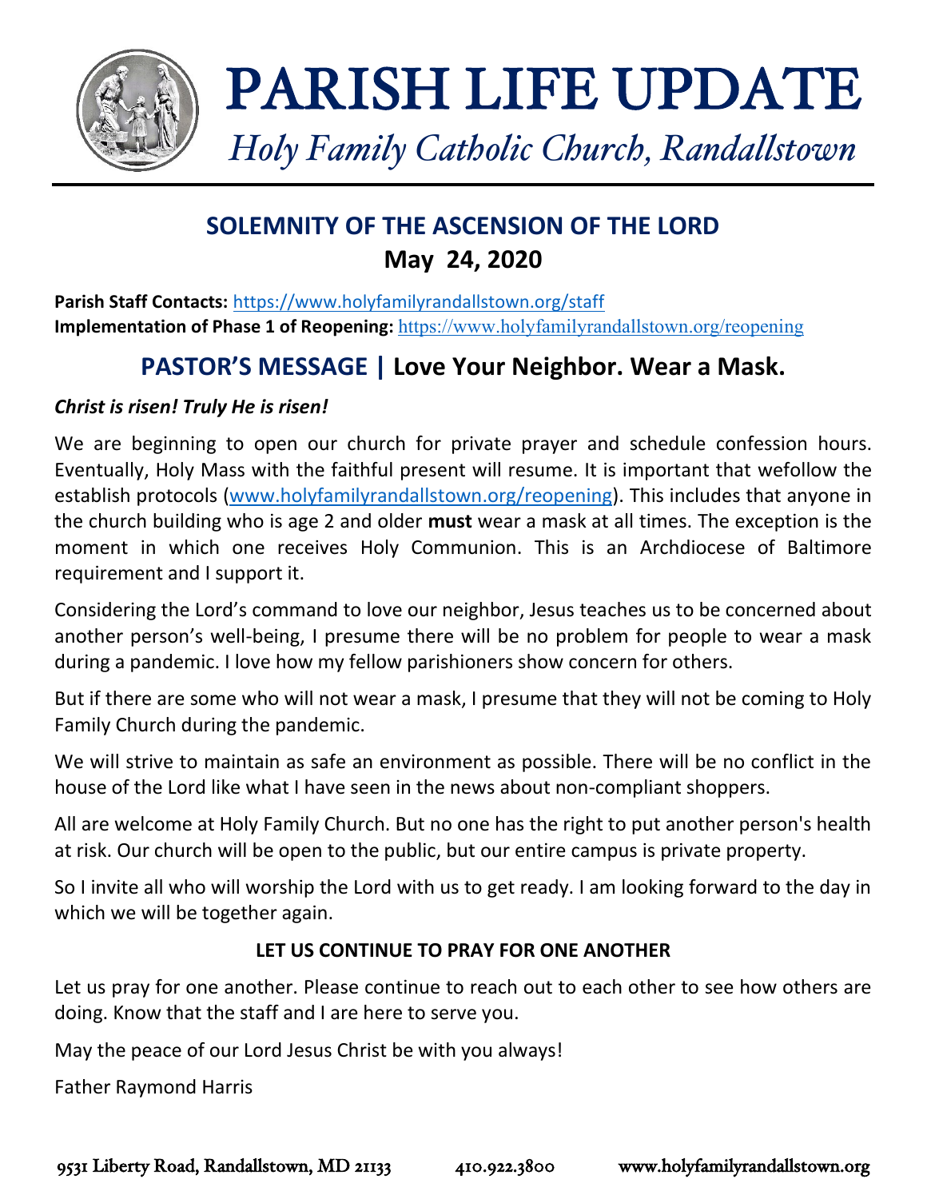# PARISH LIFE UPDATE

*Holy Family Catholic Church, Randallstown*

## SOLEMNITY OF THE ASCENSION OF THE LORD
## May 24, 2020

**Parish Staff Contacts:** https://www.holyfamilyrandallstown.org/staff
**Implementation of Phase 1 of Reopening:** https://www.holyfamilyrandallstown.org/reopening

## PASTOR'S MESSAGE | Love Your Neighbor. Wear a Mask.

***Christ is risen! Truly He is risen!***

We are beginning to open our church for private prayer and schedule confession hours. Eventually, Holy Mass with the faithful present will resume. It is important that wefollow the establish protocols (www.holyfamilyrandallstown.org/reopening). This includes that anyone in the church building who is age 2 and older **must** wear a mask at all times. The exception is the moment in which one receives Holy Communion. This is an Archdiocese of Baltimore requirement and I support it.

Considering the Lord's command to love our neighbor, Jesus teaches us to be concerned about another person's well-being, I presume there will be no problem for people to wear a mask during a pandemic. I love how my fellow parishioners show concern for others.

But if there are some who will not wear a mask, I presume that they will not be coming to Holy Family Church during the pandemic.

We will strive to maintain as safe an environment as possible. There will be no conflict in the house of the Lord like what I have seen in the news about non-compliant shoppers.

All are welcome at Holy Family Church. But no one has the right to put another person's health at risk. Our church will be open to the public, but our entire campus is private property.

So I invite all who will worship the Lord with us to get ready. I am looking forward to the day in which we will be together again.

**LET US CONTINUE TO PRAY FOR ONE ANOTHER**

Let us pray for one another. Please continue to reach out to each other to see how others are doing. Know that the staff and I are here to serve you.

May the peace of our Lord Jesus Christ be with you always!

Father Raymond Harris

9531 Liberty Road, Randallstown, MD 21133 410.922.3800 www.holyfamilyrandallstown.org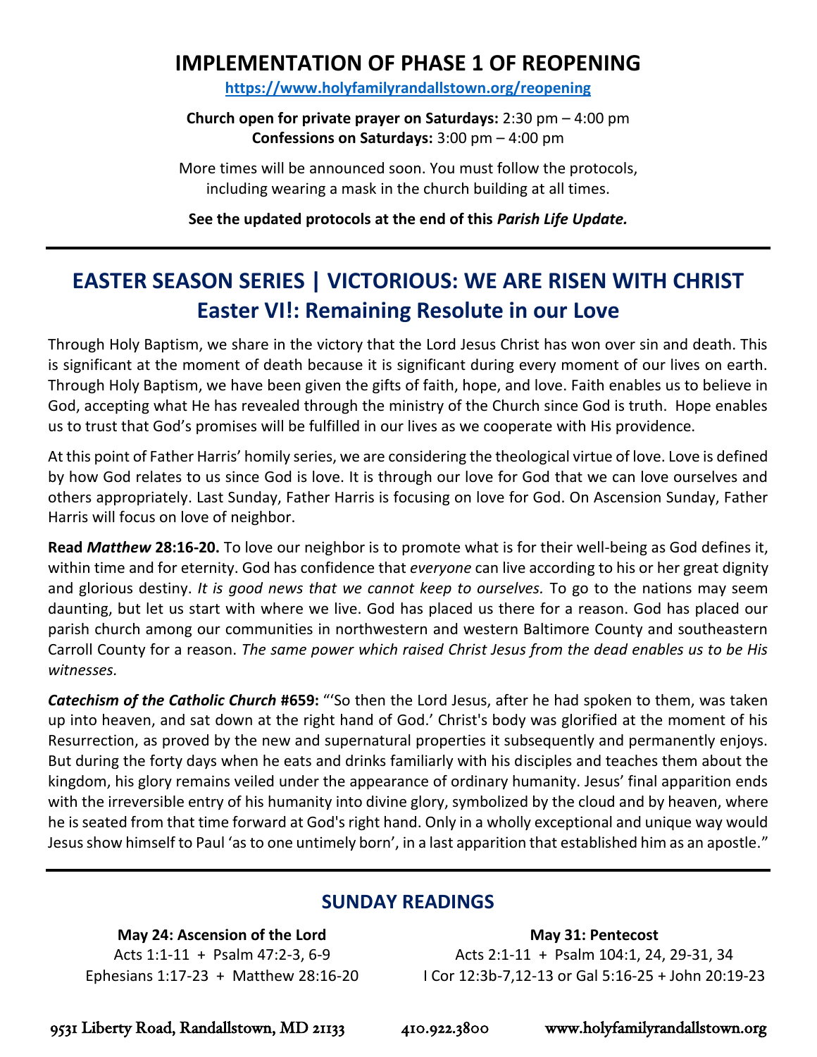# IMPLEMENTATION OF PHASE 1 OF REOPENING

**https://www.holyfamilyrandallstown.org/reopening**

**Church open for private prayer on Saturdays:** 2:30 pm – 4:00 pm
**Confessions on Saturdays:** 3:00 pm – 4:00 pm

More times will be announced soon. You must follow the protocols, including wearing a mask in the church building at all times.

**See the updated protocols at the end of this *Parish Life Update.***

---

## EASTER SEASON SERIES | VICTORIOUS: WE ARE RISEN WITH CHRIST

## Easter VI!: Remaining Resolute in our Love

Through Holy Baptism, we share in the victory that the Lord Jesus Christ has won over sin and death. This is significant at the moment of death because it is significant during every moment of our lives on earth. Through Holy Baptism, we have been given the gifts of faith, hope, and love. Faith enables us to believe in God, accepting what He has revealed through the ministry of the Church since God is truth. Hope enables us to trust that God's promises will be fulfilled in our lives as we cooperate with His providence.

At this point of Father Harris' homily series, we are considering the theological virtue of love. Love is defined by how God relates to us since God is love. It is through our love for God that we can love ourselves and others appropriately. Last Sunday, Father Harris is focusing on love for God. On Ascension Sunday, Father Harris will focus on love of neighbor.

**Read *Matthew* 28:16-20.** To love our neighbor is to promote what is for their well-being as God defines it, within time and for eternity. God has confidence that *everyone* can live according to his or her great dignity and glorious destiny. *It is good news that we cannot keep to ourselves.* To go to the nations may seem daunting, but let us start with where we live. God has placed us there for a reason. God has placed our parish church among our communities in northwestern and western Baltimore County and southeastern Carroll County for a reason. *The same power which raised Christ Jesus from the dead enables us to be His witnesses.*

***Catechism of the Catholic Church* #659:** "'So then the Lord Jesus, after he had spoken to them, was taken up into heaven, and sat down at the right hand of God.' Christ's body was glorified at the moment of his Resurrection, as proved by the new and supernatural properties it subsequently and permanently enjoys. But during the forty days when he eats and drinks familiarly with his disciples and teaches them about the kingdom, his glory remains veiled under the appearance of ordinary humanity. Jesus' final apparition ends with the irreversible entry of his humanity into divine glory, symbolized by the cloud and by heaven, where he is seated from that time forward at God's right hand. Only in a wholly exceptional and unique way would Jesus show himself to Paul 'as to one untimely born', in a last apparition that established him as an apostle."

---

## SUNDAY READINGS

**May 24: Ascension of the Lord**
Acts 1:1-11 + Psalm 47:2-3, 6-9
Ephesians 1:17-23 + Matthew 28:16-20

**May 31: Pentecost**
Acts 2:1-11 + Psalm 104:1, 24, 29-31, 34
I Cor 12:3b-7,12-13 or Gal 5:16-25 + John 20:19-23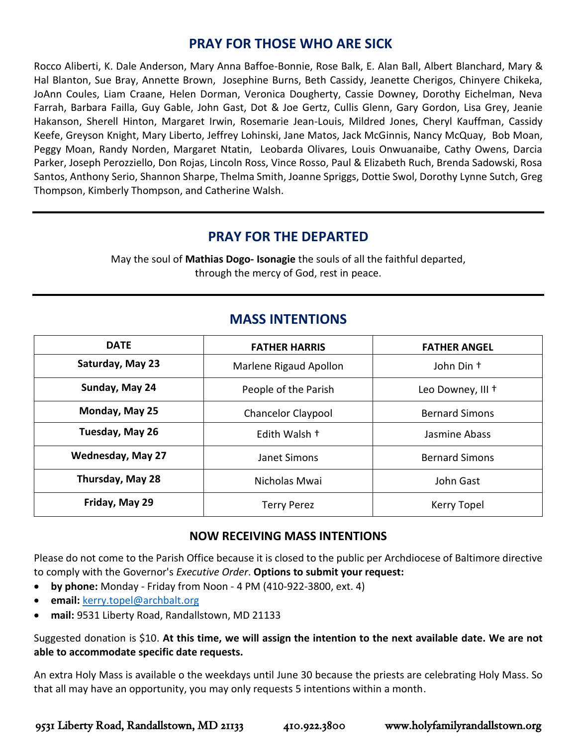## PRAY FOR THOSE WHO ARE SICK

Rocco Aliberti, K. Dale Anderson, Mary Anna Baffoe-Bonnie, Rose Balk, E. Alan Ball, Albert Blanchard, Mary & Hal Blanton, Sue Bray, Annette Brown, Josephine Burns, Beth Cassidy, Jeanette Cherigos, Chinyere Chikeka, JoAnn Coules, Liam Craane, Helen Dorman, Veronica Dougherty, Cassie Downey, Dorothy Eichelman, Neva Farrah, Barbara Failla, Guy Gable, John Gast, Dot & Joe Gertz, Cullis Glenn, Gary Gordon, Lisa Grey, Jeanie Hakanson, Sherell Hinton, Margaret Irwin, Rosemarie Jean-Louis, Mildred Jones, Cheryl Kauffman, Cassidy Keefe, Greyson Knight, Mary Liberto, Jeffrey Lohinski, Jane Matos, Jack McGinnis, Nancy McQuay, Bob Moan, Peggy Moan, Randy Norden, Margaret Ntatin, Leobarda Olivares, Louis Onwuanaibe, Cathy Owens, Darcia Parker, Joseph Perozziello, Don Rojas, Lincoln Ross, Vince Rosso, Paul & Elizabeth Ruch, Brenda Sadowski, Rosa Santos, Anthony Serio, Shannon Sharpe, Thelma Smith, Joanne Spriggs, Dottie Swol, Dorothy Lynne Sutch, Greg Thompson, Kimberly Thompson, and Catherine Walsh.

---

## PRAY FOR THE DEPARTED

May the soul of **Mathias Dogo- Isonagie** the souls of all the faithful departed, through the mercy of God, rest in peace.

---

## MASS INTENTIONS

| DATE | FATHER HARRIS | FATHER ANGEL |
|---|---|---|
| **Saturday, May 23** | Marlene Rigaud Apollon | John Din † |
| **Sunday, May 24** | People of the Parish | Leo Downey, III † |
| **Monday, May 25** | Chancelor Claypool | Bernard Simons |
| **Tuesday, May 26** | Edith Walsh † | Jasmine Abass |
| **Wednesday, May 27** | Janet Simons | Bernard Simons |
| **Thursday, May 28** | Nicholas Mwai | John Gast |
| **Friday, May 29** | Terry Perez | Kerry Topel |

### NOW RECEIVING MASS INTENTIONS

Please do not come to the Parish Office because it is closed to the public per Archdiocese of Baltimore directive to comply with the Governor's *Executive Order*. **Options to submit your request:**

- **by phone:** Monday - Friday from Noon - 4 PM (410-922-3800, ext. 4)
- **email:** kerry.topel@archbalt.org
- **mail:** 9531 Liberty Road, Randallstown, MD 21133

Suggested donation is $10. **At this time, we will assign the intention to the next available date. We are not able to accommodate specific date requests.**

An extra Holy Mass is available o the weekdays until June 30 because the priests are celebrating Holy Mass. So that all may have an opportunity, you may only requests 5 intentions within a month.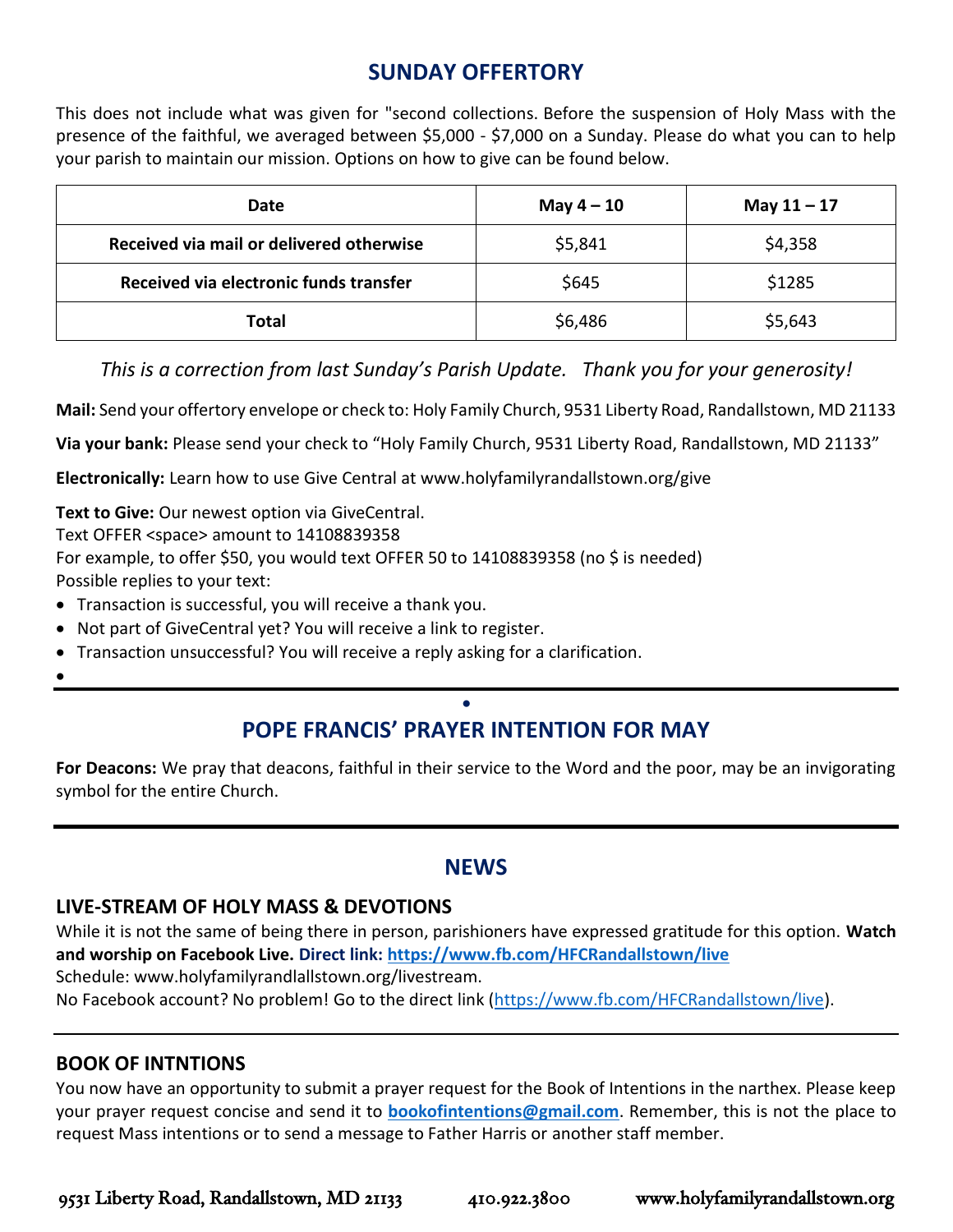## SUNDAY OFFERTORY

This does not include what was given for "second collections. Before the suspension of Holy Mass with the presence of the faithful, we averaged between $5,000 - $7,000 on a Sunday. Please do what you can to help your parish to maintain our mission. Options on how to give can be found below.

| Date | May 4 – 10 | May 11 – 17 |
|---|---|---|
| Received via mail or delivered otherwise | $5,841 | $4,358 |
| Received via electronic funds transfer | $645 | $1285 |
| Total | $6,486 | $5,643 |

*This is a correction from last Sunday's Parish Update. Thank you for your generosity!*

**Mail:** Send your offertory envelope or check to: Holy Family Church, 9531 Liberty Road, Randallstown, MD 21133

**Via your bank:** Please send your check to "Holy Family Church, 9531 Liberty Road, Randallstown, MD 21133"

**Electronically:** Learn how to use Give Central at www.holyfamilyrandallstown.org/give

**Text to Give:** Our newest option via GiveCentral.
Text OFFER <space> amount to 14108839358
For example, to offer $50, you would text OFFER 50 to 14108839358 (no $ is needed)
Possible replies to your text:

- Transaction is successful, you will receive a thank you.
- Not part of GiveCentral yet? You will receive a link to register.
- Transaction unsuccessful? You will receive a reply asking for a clarification.

---

## POPE FRANCIS' PRAYER INTENTION FOR MAY

**For Deacons:** We pray that deacons, faithful in their service to the Word and the poor, may be an invigorating symbol for the entire Church.

---

## NEWS

### LIVE-STREAM OF HOLY MASS & DEVOTIONS

While it is not the same of being there in person, parishioners have expressed gratitude for this option. **Watch and worship on Facebook Live. Direct link: https://www.fb.com/HFCRandallstown/live**
Schedule: www.holyfamilyrandlallstown.org/livestream.
No Facebook account? No problem! Go to the direct link (https://www.fb.com/HFCRandallstown/live).

---

### BOOK OF INTNTIONS

You now have an opportunity to submit a prayer request for the Book of Intentions in the narthex. Please keep your prayer request concise and send it to **bookofintentions@gmail.com**. Remember, this is not the place to request Mass intentions or to send a message to Father Harris or another staff member.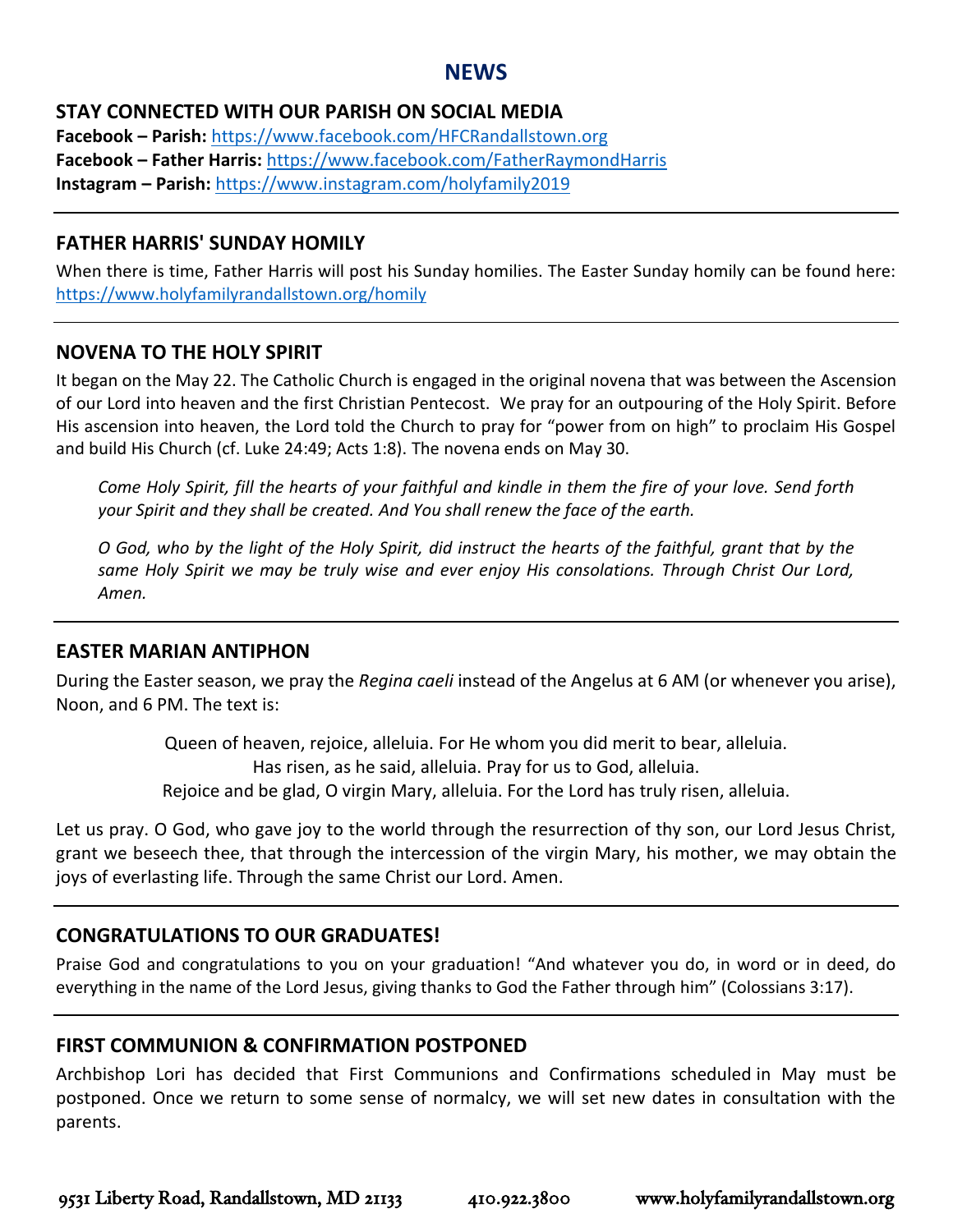# NEWS

## STAY CONNECTED WITH OUR PARISH ON SOCIAL MEDIA

**Facebook – Parish:** https://www.facebook.com/HFCRandallstown.org
**Facebook – Father Harris:** https://www.facebook.com/FatherRaymondHarris
**Instagram – Parish:** https://www.instagram.com/holyfamily2019

---

## FATHER HARRIS' SUNDAY HOMILY

When there is time, Father Harris will post his Sunday homilies. The Easter Sunday homily can be found here: https://www.holyfamilyrandallstown.org/homily

---

## NOVENA TO THE HOLY SPIRIT

It began on the May 22. The Catholic Church is engaged in the original novena that was between the Ascension of our Lord into heaven and the first Christian Pentecost. We pray for an outpouring of the Holy Spirit. Before His ascension into heaven, the Lord told the Church to pray for "power from on high" to proclaim His Gospel and build His Church (cf. Luke 24:49; Acts 1:8). The novena ends on May 30.

> *Come Holy Spirit, fill the hearts of your faithful and kindle in them the fire of your love. Send forth your Spirit and they shall be created. And You shall renew the face of the earth.*
>
> *O God, who by the light of the Holy Spirit, did instruct the hearts of the faithful, grant that by the same Holy Spirit we may be truly wise and ever enjoy His consolations. Through Christ Our Lord, Amen.*

---

## EASTER MARIAN ANTIPHON

During the Easter season, we pray the *Regina caeli* instead of the Angelus at 6 AM (or whenever you arise), Noon, and 6 PM. The text is:

Queen of heaven, rejoice, alleluia. For He whom you did merit to bear, alleluia.
Has risen, as he said, alleluia. Pray for us to God, alleluia.
Rejoice and be glad, O virgin Mary, alleluia. For the Lord has truly risen, alleluia.

Let us pray. O God, who gave joy to the world through the resurrection of thy son, our Lord Jesus Christ, grant we beseech thee, that through the intercession of the virgin Mary, his mother, we may obtain the joys of everlasting life. Through the same Christ our Lord. Amen.

---

## CONGRATULATIONS TO OUR GRADUATES!

Praise God and congratulations to you on your graduation! "And whatever you do, in word or in deed, do everything in the name of the Lord Jesus, giving thanks to God the Father through him" (Colossians 3:17).

---

## FIRST COMMUNION & CONFIRMATION POSTPONED

Archbishop Lori has decided that First Communions and Confirmations scheduled in May must be postponed. Once we return to some sense of normalcy, we will set new dates in consultation with the parents.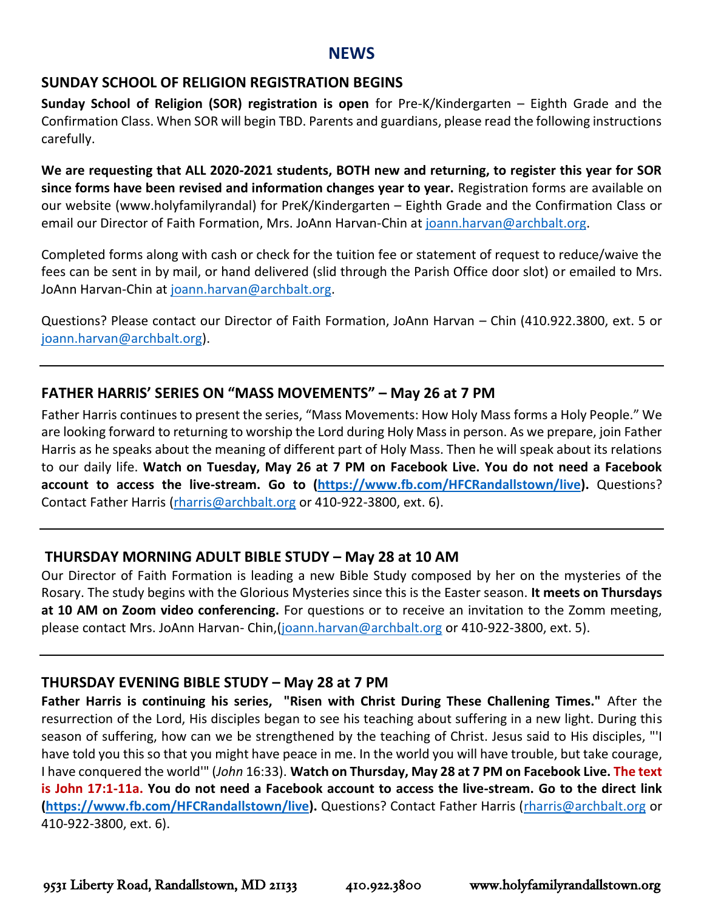# NEWS

## SUNDAY SCHOOL OF RELIGION REGISTRATION BEGINS

**Sunday School of Religion (SOR) registration is open** for Pre-K/Kindergarten – Eighth Grade and the Confirmation Class. When SOR will begin TBD. Parents and guardians, please read the following instructions carefully.

**We are requesting that ALL 2020-2021 students, BOTH new and returning, to register this year for SOR since forms have been revised and information changes year to year.** Registration forms are available on our website (www.holyfamilyrandal) for PreK/Kindergarten – Eighth Grade and the Confirmation Class or email our Director of Faith Formation, Mrs. JoAnn Harvan-Chin at joann.harvan@archbalt.org.

Completed forms along with cash or check for the tuition fee or statement of request to reduce/waive the fees can be sent in by mail, or hand delivered (slid through the Parish Office door slot) or emailed to Mrs. JoAnn Harvan-Chin at joann.harvan@archbalt.org.

Questions? Please contact our Director of Faith Formation, JoAnn Harvan – Chin (410.922.3800, ext. 5 or joann.harvan@archbalt.org).

---

## FATHER HARRIS' SERIES ON "MASS MOVEMENTS" – May 26 at 7 PM

Father Harris continues to present the series, "Mass Movements: How Holy Mass forms a Holy People." We are looking forward to returning to worship the Lord during Holy Mass in person. As we prepare, join Father Harris as he speaks about the meaning of different part of Holy Mass. Then he will speak about its relations to our daily life. **Watch on Tuesday, May 26 at 7 PM on Facebook Live. You do not need a Facebook account to access the live-stream. Go to (https://www.fb.com/HFCRandallstown/live).** Questions? Contact Father Harris (rharris@archbalt.org or 410-922-3800, ext. 6).

---

## THURSDAY MORNING ADULT BIBLE STUDY – May 28 at 10 AM

Our Director of Faith Formation is leading a new Bible Study composed by her on the mysteries of the Rosary. The study begins with the Glorious Mysteries since this is the Easter season. **It meets on Thursdays at 10 AM on Zoom video conferencing.** For questions or to receive an invitation to the Zomm meeting, please contact Mrs. JoAnn Harvan- Chin,(joann.harvan@archbalt.org or 410-922-3800, ext. 5).

---

## THURSDAY EVENING BIBLE STUDY – May 28 at 7 PM

**Father Harris is continuing his series, "Risen with Christ During These Challening Times."** After the resurrection of the Lord, His disciples began to see his teaching about suffering in a new light. During this season of suffering, how can we be strengthened by the teaching of Christ. Jesus said to His disciples, "'I have told you this so that you might have peace in me. In the world you will have trouble, but take courage, I have conquered the world'" (*John* 16:33). **Watch on Thursday, May 28 at 7 PM on Facebook Live. The text is John 17:1-11a. You do not need a Facebook account to access the live-stream. Go to the direct link (https://www.fb.com/HFCRandallstown/live).** Questions? Contact Father Harris (rharris@archbalt.org or 410-922-3800, ext. 6).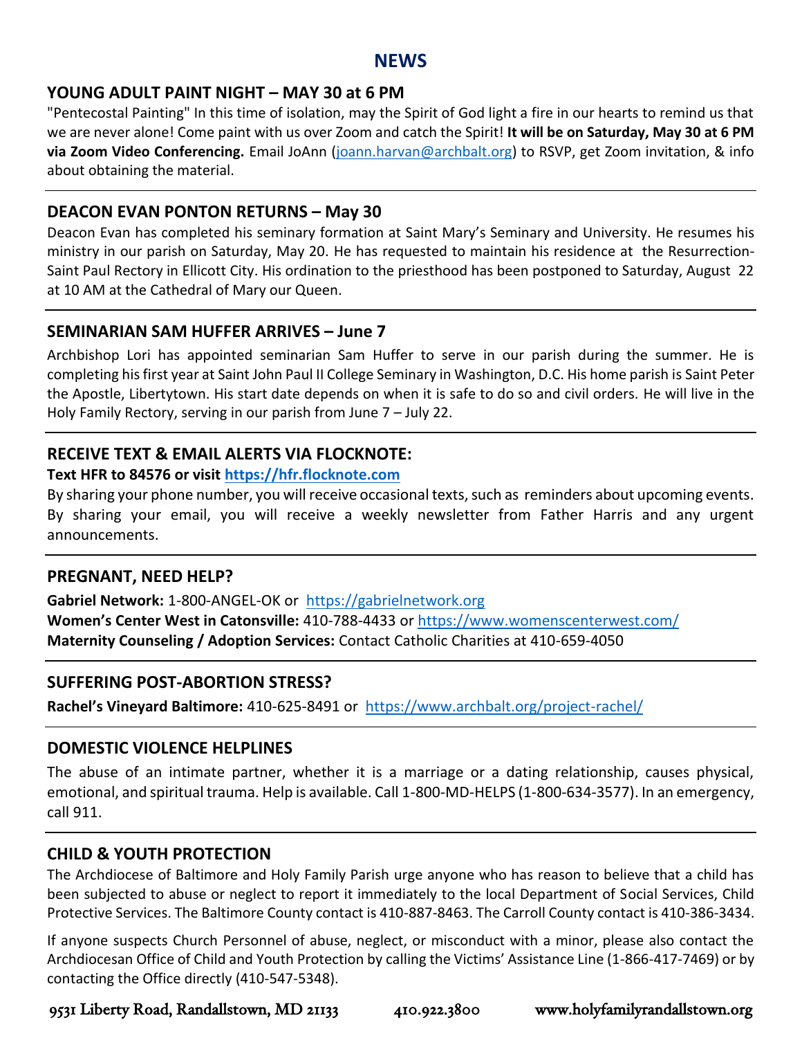# NEWS

## YOUNG ADULT PAINT NIGHT – MAY 30 at 6 PM

"Pentecostal Painting" In this time of isolation, may the Spirit of God light a fire in our hearts to remind us that we are never alone! Come paint with us over Zoom and catch the Spirit! **It will be on Saturday, May 30 at 6 PM via Zoom Video Conferencing.** Email JoAnn (joann.harvan@archbalt.org) to RSVP, get Zoom invitation, & info about obtaining the material.

## DEACON EVAN PONTON RETURNS – May 30

Deacon Evan has completed his seminary formation at Saint Mary's Seminary and University. He resumes his ministry in our parish on Saturday, May 20. He has requested to maintain his residence at the Resurrection-Saint Paul Rectory in Ellicott City. His ordination to the priesthood has been postponed to Saturday, August 22 at 10 AM at the Cathedral of Mary our Queen.

## SEMINARIAN SAM HUFFER ARRIVES – June 7

Archbishop Lori has appointed seminarian Sam Huffer to serve in our parish during the summer. He is completing his first year at Saint John Paul II College Seminary in Washington, D.C. His home parish is Saint Peter the Apostle, Libertytown. His start date depends on when it is safe to do so and civil orders. He will live in the Holy Family Rectory, serving in our parish from June 7 – July 22.

## RECEIVE TEXT & EMAIL ALERTS VIA FLOCKNOTE:

**Text HFR to 84576 or visit https://hfr.flocknote.com**

By sharing your phone number, you will receive occasional texts, such as reminders about upcoming events. By sharing your email, you will receive a weekly newsletter from Father Harris and any urgent announcements.

## PREGNANT, NEED HELP?

**Gabriel Network:** 1-800-ANGEL-OK or https://gabrielnetwork.org
**Women's Center West in Catonsville:** 410-788-4433 or https://www.womenscenterwest.com/
**Maternity Counseling / Adoption Services:** Contact Catholic Charities at 410-659-4050

## SUFFERING POST-ABORTION STRESS?

**Rachel's Vineyard Baltimore:** 410-625-8491 or https://www.archbalt.org/project-rachel/

## DOMESTIC VIOLENCE HELPLINES

The abuse of an intimate partner, whether it is a marriage or a dating relationship, causes physical, emotional, and spiritual trauma. Help is available. Call 1-800-MD-HELPS (1-800-634-3577). In an emergency, call 911.

## CHILD & YOUTH PROTECTION

The Archdiocese of Baltimore and Holy Family Parish urge anyone who has reason to believe that a child has been subjected to abuse or neglect to report it immediately to the local Department of Social Services, Child Protective Services. The Baltimore County contact is 410-887-8463. The Carroll County contact is 410-386-3434.

If anyone suspects Church Personnel of abuse, neglect, or misconduct with a minor, please also contact the Archdiocesan Office of Child and Youth Protection by calling the Victims' Assistance Line (1-866-417-7469) or by contacting the Office directly (410-547-5348).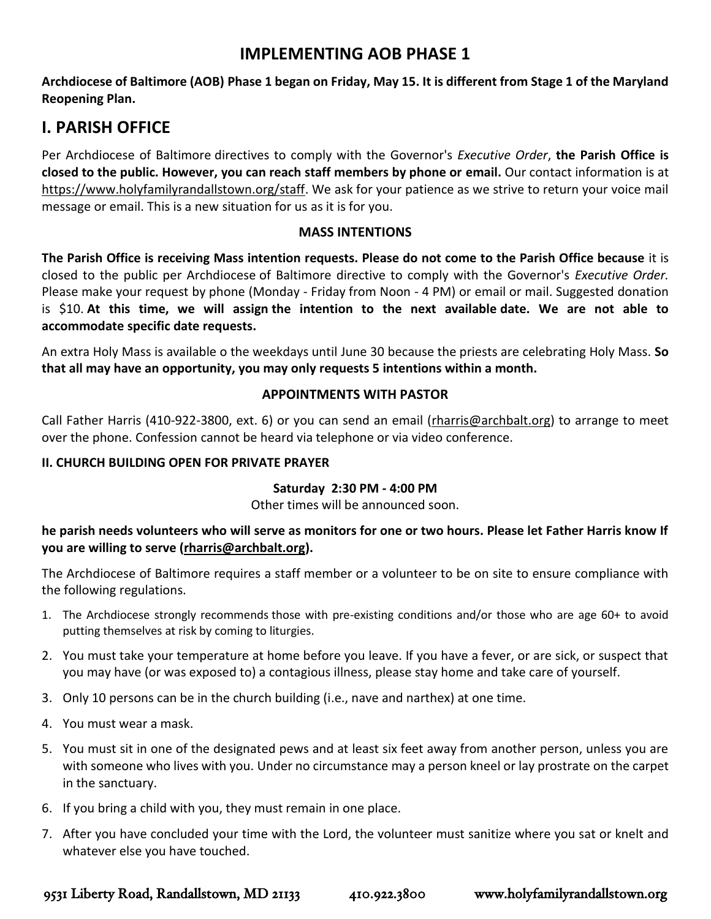# IMPLEMENTING AOB PHASE 1

**Archdiocese of Baltimore (AOB) Phase 1 began on Friday, May 15. It is different from Stage 1 of the Maryland Reopening Plan.**

## I. PARISH OFFICE

Per Archdiocese of Baltimore directives to comply with the Governor's *Executive Order*, **the Parish Office is closed to the public. However, you can reach staff members by phone or email.** Our contact information is at https://www.holyfamilyrandallstown.org/staff. We ask for your patience as we strive to return your voice mail message or email. This is a new situation for us as it is for you.

### MASS INTENTIONS

**The Parish Office is receiving Mass intention requests. Please do not come to the Parish Office because** it is closed to the public per Archdiocese of Baltimore directive to comply with the Governor's *Executive Order.* Please make your request by phone (Monday - Friday from Noon - 4 PM) or email or mail. Suggested donation is $10. **At this time, we will assign the intention to the next available date. We are not able to accommodate specific date requests.**

An extra Holy Mass is available o the weekdays until June 30 because the priests are celebrating Holy Mass. **So that all may have an opportunity, you may only requests 5 intentions within a month.**

### APPOINTMENTS WITH PASTOR

Call Father Harris (410-922-3800, ext. 6) or you can send an email (rharris@archbalt.org) to arrange to meet over the phone. Confession cannot be heard via telephone or via video conference.

### II. CHURCH BUILDING OPEN FOR PRIVATE PRAYER

**Saturday 2:30 PM - 4:00 PM**
Other times will be announced soon.

**he parish needs volunteers who will serve as monitors for one or two hours. Please let Father Harris know If you are willing to serve (rharris@archbalt.org).**

The Archdiocese of Baltimore requires a staff member or a volunteer to be on site to ensure compliance with the following regulations.

1. The Archdiocese strongly recommends those with pre-existing conditions and/or those who are age 60+ to avoid putting themselves at risk by coming to liturgies.
2. You must take your temperature at home before you leave. If you have a fever, or are sick, or suspect that you may have (or was exposed to) a contagious illness, please stay home and take care of yourself.
3. Only 10 persons can be in the church building (i.e., nave and narthex) at one time.
4. You must wear a mask.
5. You must sit in one of the designated pews and at least six feet away from another person, unless you are with someone who lives with you. Under no circumstance may a person kneel or lay prostrate on the carpet in the sanctuary.
6. If you bring a child with you, they must remain in one place.
7. After you have concluded your time with the Lord, the volunteer must sanitize where you sat or knelt and whatever else you have touched.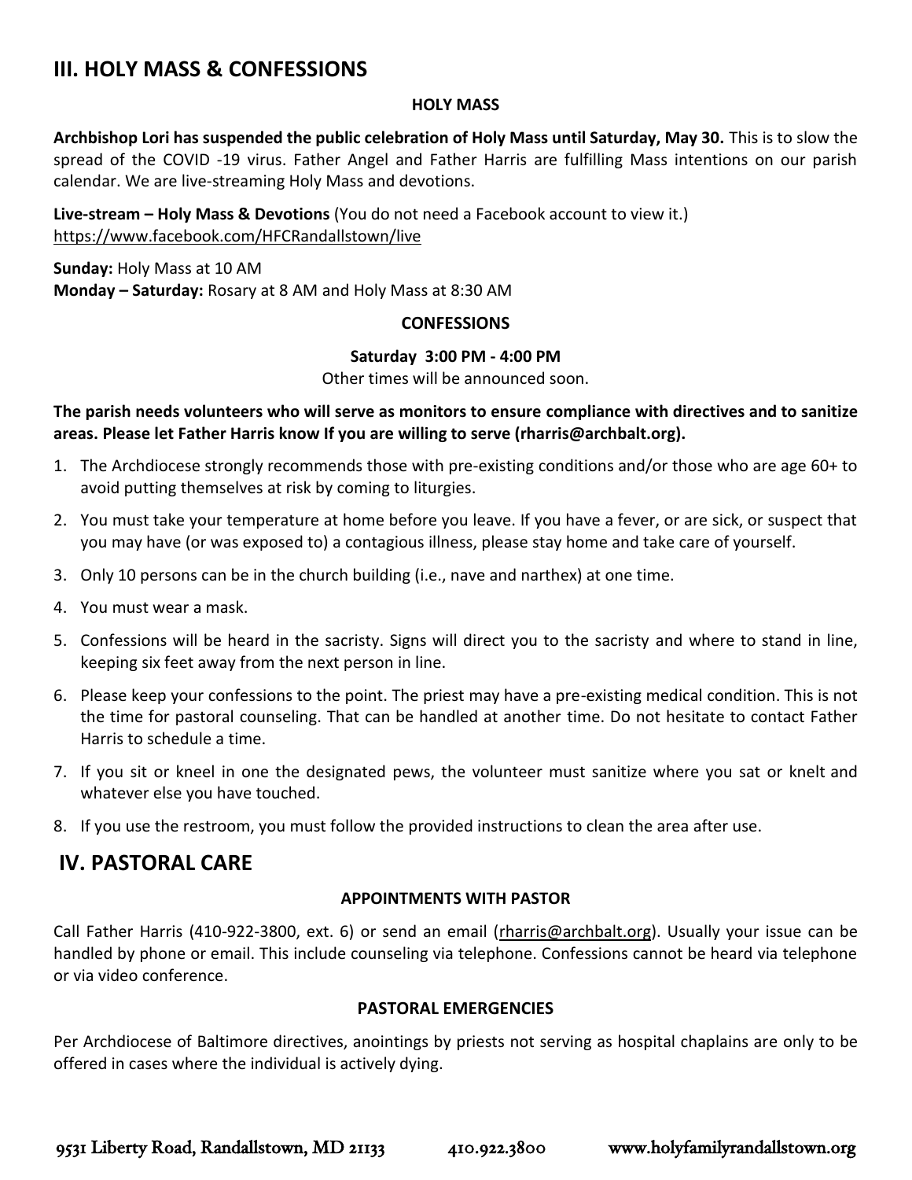## III. HOLY MASS & CONFESSIONS

### HOLY MASS

**Archbishop Lori has suspended the public celebration of Holy Mass until Saturday, May 30.** This is to slow the spread of the COVID -19 virus. Father Angel and Father Harris are fulfilling Mass intentions on our parish calendar. We are live-streaming Holy Mass and devotions.

**Live-stream – Holy Mass & Devotions** (You do not need a Facebook account to view it.)
https://www.facebook.com/HFCRandallstown/live

**Sunday:** Holy Mass at 10 AM
**Monday – Saturday:** Rosary at 8 AM and Holy Mass at 8:30 AM

### CONFESSIONS

**Saturday 3:00 PM - 4:00 PM**
Other times will be announced soon.

**The parish needs volunteers who will serve as monitors to ensure compliance with directives and to sanitize areas. Please let Father Harris know If you are willing to serve (rharris@archbalt.org).**

1. The Archdiocese strongly recommends those with pre-existing conditions and/or those who are age 60+ to avoid putting themselves at risk by coming to liturgies.
2. You must take your temperature at home before you leave. If you have a fever, or are sick, or suspect that you may have (or was exposed to) a contagious illness, please stay home and take care of yourself.
3. Only 10 persons can be in the church building (i.e., nave and narthex) at one time.
4. You must wear a mask.
5. Confessions will be heard in the sacristy. Signs will direct you to the sacristy and where to stand in line, keeping six feet away from the next person in line.
6. Please keep your confessions to the point. The priest may have a pre-existing medical condition. This is not the time for pastoral counseling. That can be handled at another time. Do not hesitate to contact Father Harris to schedule a time.
7. If you sit or kneel in one the designated pews, the volunteer must sanitize where you sat or knelt and whatever else you have touched.
8. If you use the restroom, you must follow the provided instructions to clean the area after use.

## IV. PASTORAL CARE

### APPOINTMENTS WITH PASTOR

Call Father Harris (410-922-3800, ext. 6) or send an email (rharris@archbalt.org). Usually your issue can be handled by phone or email. This include counseling via telephone. Confessions cannot be heard via telephone or via video conference.

### PASTORAL EMERGENCIES

Per Archdiocese of Baltimore directives, anointings by priests not serving as hospital chaplains are only to be offered in cases where the individual is actively dying.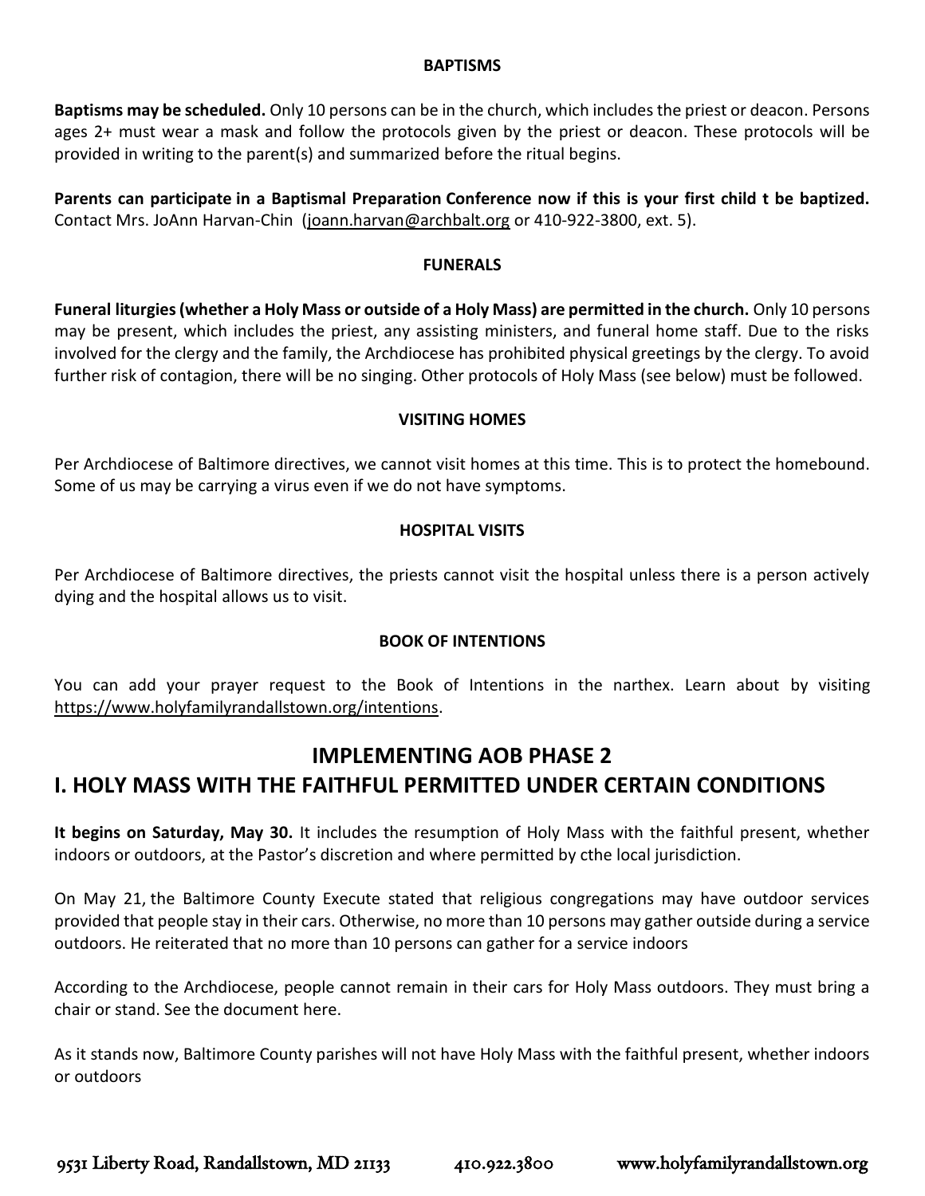### BAPTISMS

**Baptisms may be scheduled.** Only 10 persons can be in the church, which includes the priest or deacon. Persons ages 2+ must wear a mask and follow the protocols given by the priest or deacon. These protocols will be provided in writing to the parent(s) and summarized before the ritual begins.

**Parents can participate in a Baptismal Preparation Conference now if this is your first child t be baptized.** Contact Mrs. JoAnn Harvan-Chin (joann.harvan@archbalt.org or 410-922-3800, ext. 5).

### FUNERALS

**Funeral liturgies (whether a Holy Mass or outside of a Holy Mass) are permitted in the church.** Only 10 persons may be present, which includes the priest, any assisting ministers, and funeral home staff. Due to the risks involved for the clergy and the family, the Archdiocese has prohibited physical greetings by the clergy. To avoid further risk of contagion, there will be no singing. Other protocols of Holy Mass (see below) must be followed.

### VISITING HOMES

Per Archdiocese of Baltimore directives, we cannot visit homes at this time. This is to protect the homebound. Some of us may be carrying a virus even if we do not have symptoms.

### HOSPITAL VISITS

Per Archdiocese of Baltimore directives, the priests cannot visit the hospital unless there is a person actively dying and the hospital allows us to visit.

### BOOK OF INTENTIONS

You can add your prayer request to the Book of Intentions in the narthex. Learn about by visiting https://www.holyfamilyrandallstown.org/intentions.

## IMPLEMENTING AOB PHASE 2

## I. HOLY MASS WITH THE FAITHFUL PERMITTED UNDER CERTAIN CONDITIONS

**It begins on Saturday, May 30.** It includes the resumption of Holy Mass with the faithful present, whether indoors or outdoors, at the Pastor's discretion and where permitted by cthe local jurisdiction.

On May 21, the Baltimore County Execute stated that religious congregations may have outdoor services provided that people stay in their cars. Otherwise, no more than 10 persons may gather outside during a service outdoors. He reiterated that no more than 10 persons can gather for a service indoors

According to the Archdiocese, people cannot remain in their cars for Holy Mass outdoors. They must bring a chair or stand. See the document here.

As it stands now, Baltimore County parishes will not have Holy Mass with the faithful present, whether indoors or outdoors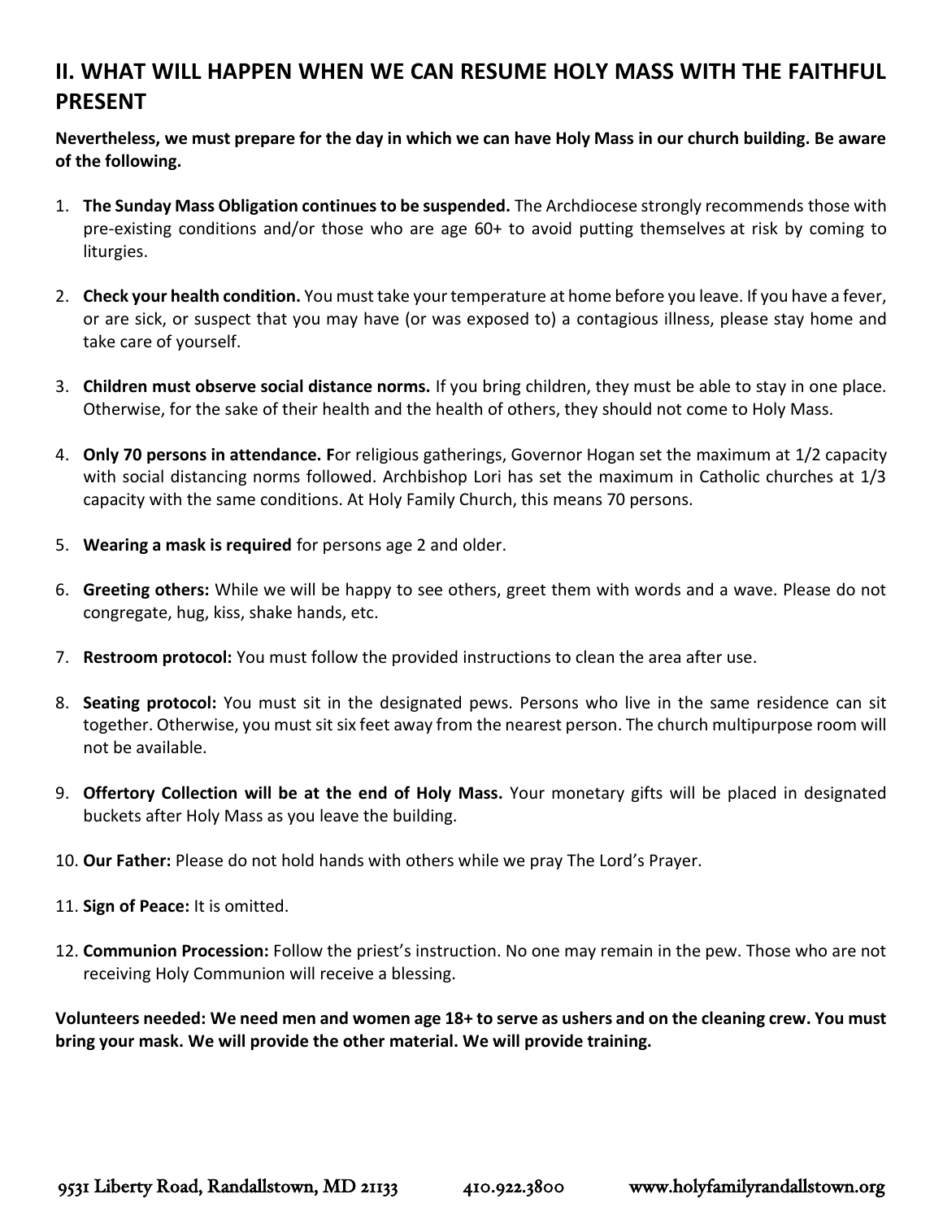## II. WHAT WILL HAPPEN WHEN WE CAN RESUME HOLY MASS WITH THE FAITHFUL PRESENT

**Nevertheless, we must prepare for the day in which we can have Holy Mass in our church building. Be aware of the following.**

1. **The Sunday Mass Obligation continues to be suspended.** The Archdiocese strongly recommends those with pre-existing conditions and/or those who are age 60+ to avoid putting themselves at risk by coming to liturgies.
2. **Check your health condition.** You must take your temperature at home before you leave. If you have a fever, or are sick, or suspect that you may have (or was exposed to) a contagious illness, please stay home and take care of yourself.
3. **Children must observe social distance norms.** If you bring children, they must be able to stay in one place. Otherwise, for the sake of their health and the health of others, they should not come to Holy Mass.
4. **Only 70 persons in attendance. F**or religious gatherings, Governor Hogan set the maximum at 1/2 capacity with social distancing norms followed. Archbishop Lori has set the maximum in Catholic churches at 1/3 capacity with the same conditions. At Holy Family Church, this means 70 persons.
5. **Wearing a mask is required** for persons age 2 and older.
6. **Greeting others:** While we will be happy to see others, greet them with words and a wave. Please do not congregate, hug, kiss, shake hands, etc.
7. **Restroom protocol:** You must follow the provided instructions to clean the area after use.
8. **Seating protocol:** You must sit in the designated pews. Persons who live in the same residence can sit together. Otherwise, you must sit six feet away from the nearest person. The church multipurpose room will not be available.
9. **Offertory Collection will be at the end of Holy Mass.** Your monetary gifts will be placed in designated buckets after Holy Mass as you leave the building.
10. **Our Father:** Please do not hold hands with others while we pray The Lord's Prayer.
11. **Sign of Peace:** It is omitted.
12. **Communion Procession:** Follow the priest's instruction. No one may remain in the pew. Those who are not receiving Holy Communion will receive a blessing.

**Volunteers needed: We need men and women age 18+ to serve as ushers and on the cleaning crew. You must bring your mask. We will provide the other material. We will provide training.**

9531 Liberty Road, Randallstown, MD 21133 410.922.3800 www.holyfamilyrandallstown.org